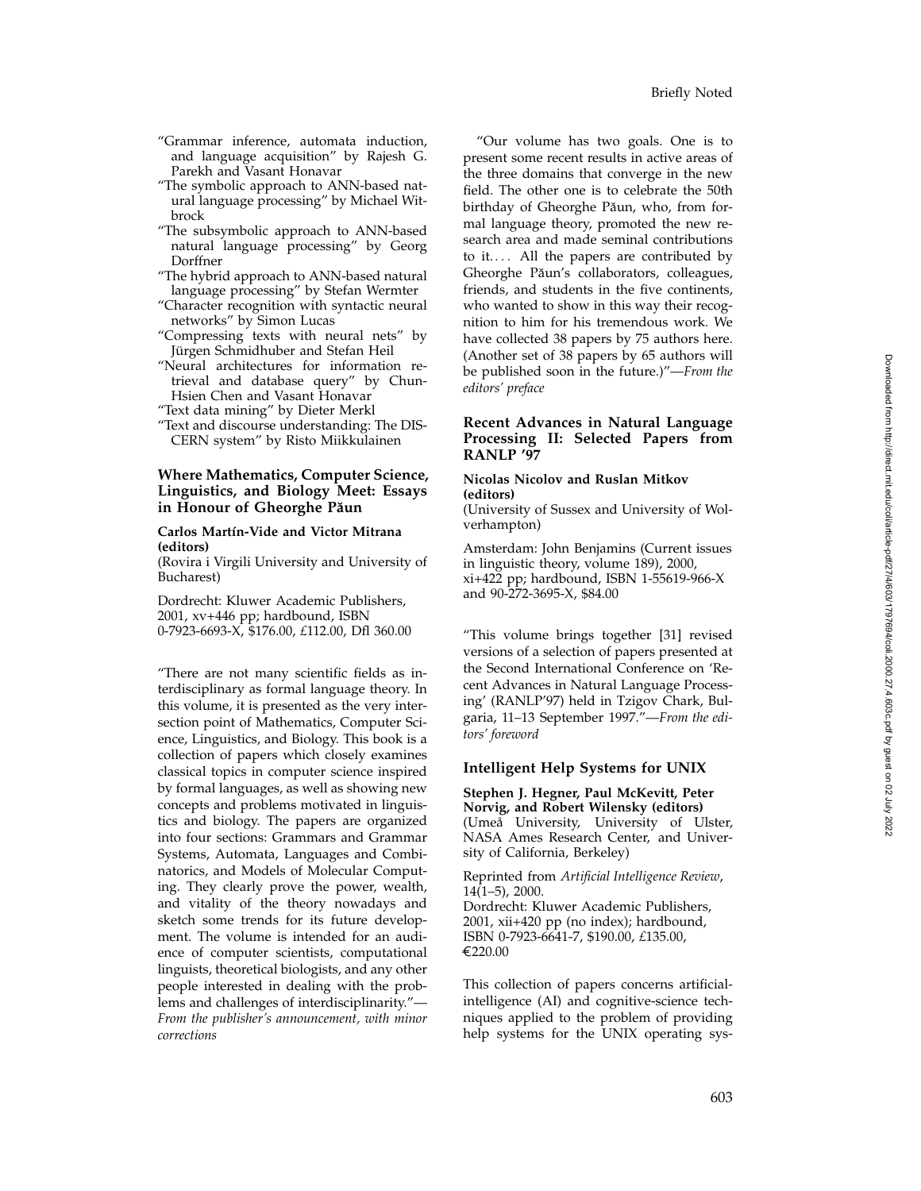- "Grammar inference, automata induction, and language acquisition" by Rajesh G. Parekh and Vasant Honavar
- "The symbolic approach to ANN-based natural language processing" by Michael Witbrock
- "The subsymbolic approach to ANN-based natural language processing" by Georg Dorffner
- "The hybrid approach to ANN-based natural language processing" by Stefan Wermter
- "Character recognition with syntactic neural networks" by Simon Lucas
- "Compressing texts with neural nets" by Jürgen Schmidhuber and Stefan Heil
- "Neural architectures for information retrieval and database query" by Chun-Hsien Chen and Vasant Honavar
- "Text data mining" by Dieter Merkl
- "Text and discourse understanding: The DISCERN system" by Risto Miikkulainen

### Where Mathematics, Computer Science, Linguistics, and Biology Meet: Essays in Honour of Gheorghe Păun

**Carlos Martín-Vide and Victor Mitrana (editors)**
(Rovira i Virgili University and University of Bucharest)

Dordrecht: Kluwer Academic Publishers, 2001, xv+446 pp; hardbound, ISBN 0-7923-6693-X, $176.00, £112.00, Dfl 360.00

"There are not many scientific fields as interdisciplinary as formal language theory. In this volume, it is presented as the very intersection point of Mathematics, Computer Science, Linguistics, and Biology. This book is a collection of papers which closely examines classical topics in computer science inspired by formal languages, as well as showing new concepts and problems motivated in linguistics and biology. The papers are organized into four sections: Grammars and Grammar Systems, Automata, Languages and Combinatorics, and Models of Molecular Computing. They clearly prove the power, wealth, and vitality of the theory nowadays and sketch some trends for its future development. The volume is intended for an audience of computer scientists, computational linguists, theoretical biologists, and any other people interested in dealing with the problems and challenges of interdisciplinarity."—*From the publisher's announcement, with minor corrections*

"Our volume has two goals. One is to present some recent results in active areas of the three domains that converge in the new field. The other one is to celebrate the 50th birthday of Gheorghe Păun, who, from formal language theory, promoted the new research area and made seminal contributions to it.... All the papers are contributed by Gheorghe Păun's collaborators, colleagues, friends, and students in the five continents, who wanted to show in this way their recognition to him for his tremendous work. We have collected 38 papers by 75 authors here. (Another set of 38 papers by 65 authors will be published soon in the future.)"—*From the editors' preface*

### Recent Advances in Natural Language Processing II: Selected Papers from RANLP '97

**Nicolas Nicolov and Ruslan Mitkov (editors)**
(University of Sussex and University of Wolverhampton)

Amsterdam: John Benjamins (Current issues in linguistic theory, volume 189), 2000, xi+422 pp; hardbound, ISBN 1-55619-966-X and 90-272-3695-X, $84.00

"This volume brings together [31] revised versions of a selection of papers presented at the Second International Conference on 'Recent Advances in Natural Language Processing' (RANLP'97) held in Tzigov Chark, Bulgaria, 11–13 September 1997."—*From the editors' foreword*

### Intelligent Help Systems for UNIX

**Stephen J. Hegner, Paul McKevitt, Peter Norvig, and Robert Wilensky (editors)**
(Umeå University, University of Ulster, NASA Ames Research Center, and University of California, Berkeley)

Reprinted from *Artificial Intelligence Review*, 14(1–5), 2000.
Dordrecht: Kluwer Academic Publishers, 2001, xii+420 pp (no index); hardbound, ISBN 0-7923-6641-7, $190.00, £135.00, €220.00

This collection of papers concerns artificial-intelligence (AI) and cognitive-science techniques applied to the problem of providing help systems for the UNIX operating sys-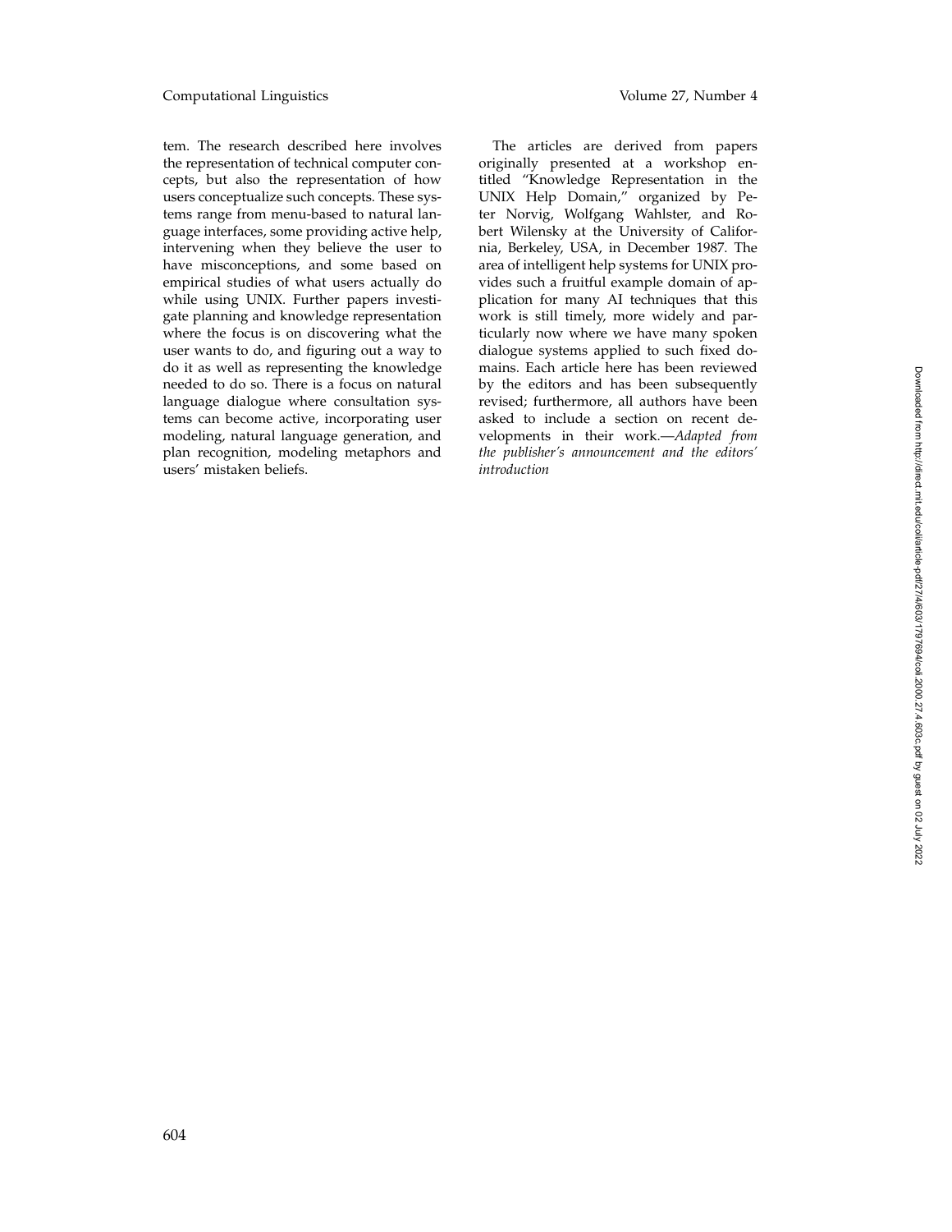tem. The research described here involves the representation of technical computer concepts, but also the representation of how users conceptualize such concepts. These systems range from menu-based to natural language interfaces, some providing active help, intervening when they believe the user to have misconceptions, and some based on empirical studies of what users actually do while using UNIX. Further papers investigate planning and knowledge representation where the focus is on discovering what the user wants to do, and figuring out a way to do it as well as representing the knowledge needed to do so. There is a focus on natural language dialogue where consultation systems can become active, incorporating user modeling, natural language generation, and plan recognition, modeling metaphors and users' mistaken beliefs.

The articles are derived from papers originally presented at a workshop entitled "Knowledge Representation in the UNIX Help Domain," organized by Peter Norvig, Wolfgang Wahlster, and Robert Wilensky at the University of California, Berkeley, USA, in December 1987. The area of intelligent help systems for UNIX provides such a fruitful example domain of application for many AI techniques that this work is still timely, more widely and particularly now where we have many spoken dialogue systems applied to such fixed domains. Each article here has been reviewed by the editors and has been subsequently revised; furthermore, all authors have been asked to include a section on recent developments in their work.—*Adapted from the publisher's announcement and the editors' introduction*